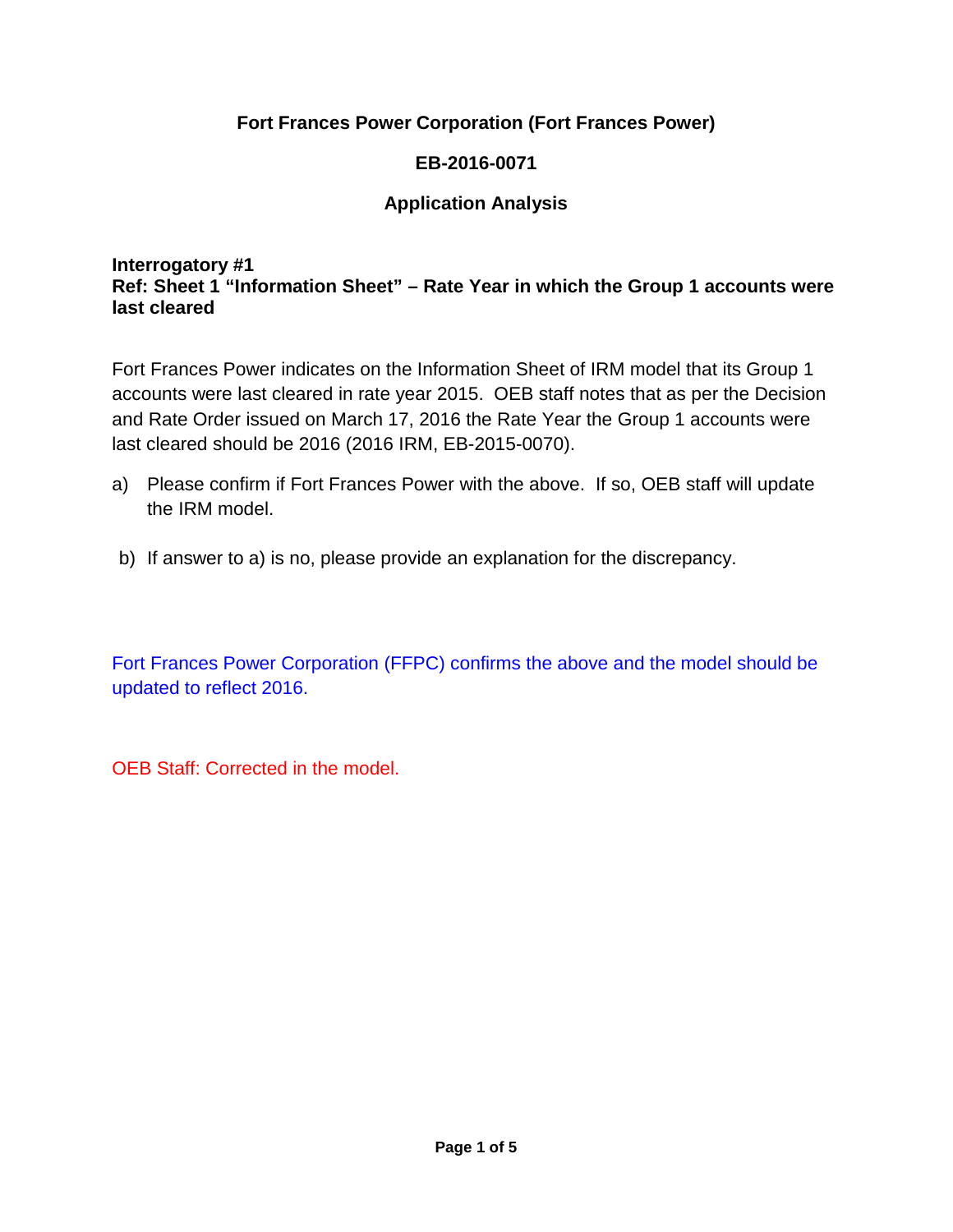**Fort Frances Power Corporation (Fort Frances Power)**

**EB-2016-0071**

**Application Analysis**

**Interrogatory #1**
**Ref: Sheet 1 "Information Sheet" – Rate Year in which the Group 1 accounts were last cleared**

Fort Frances Power indicates on the Information Sheet of IRM model that its Group 1 accounts were last cleared in rate year 2015. OEB staff notes that as per the Decision and Rate Order issued on March 17, 2016 the Rate Year the Group 1 accounts were last cleared should be 2016 (2016 IRM, EB-2015-0070).

a) Please confirm if Fort Frances Power with the above. If so, OEB staff will update the IRM model.

b) If answer to a) is no, please provide an explanation for the discrepancy.

Fort Frances Power Corporation (FFPC) confirms the above and the model should be updated to reflect 2016.

OEB Staff: Corrected in the model.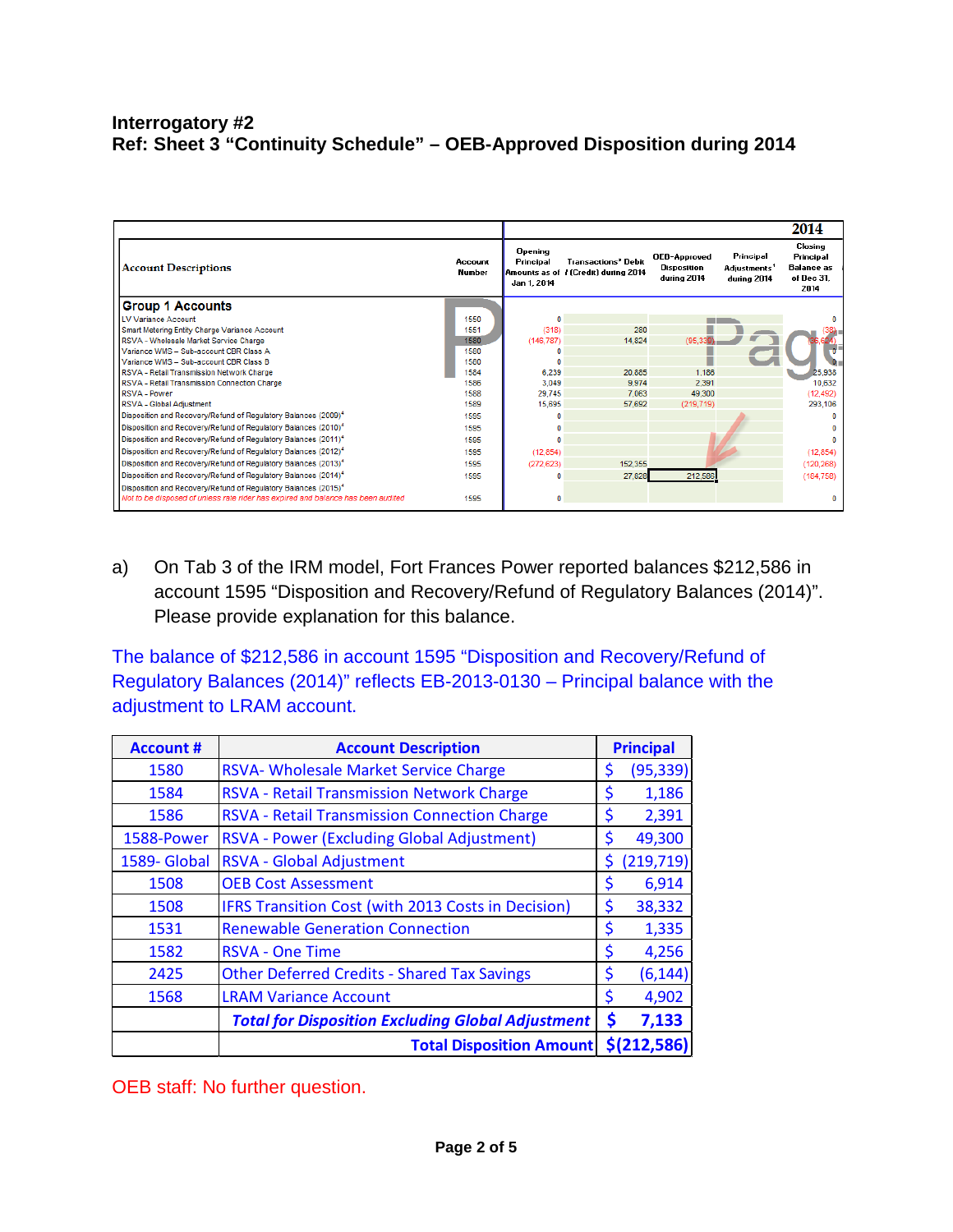**Interrogatory #2**
**Ref: Sheet 3 "Continuity Schedule" – OEB-Approved Disposition during 2014**

| Account Descriptions | Account Number | 2014 Opening Principal Amounts as of Jan 1, 2014 | Transactions² Debit / (Credit) during 2014 | OEB-Approved Disposition during 2014 | Principal Adjustments¹ during 2014 | Closing Principal Balance as of Dec 31, 2014 |
|---|---|---|---|---|---|---|
| **Group 1 Accounts** | | | | | | |
| LV Variance Account | 1550 | 0 | | | | 0 |
| Smart Metering Entity Charge Variance Account | 1551 | (318) | 280 | | | (38) |
| RSVA - Wholesale Market Service Charge | 1580 | (148,787) | 14,824 | (95,339) | | (38,624) |
| Variance WMS – Sub-account CBR Class A | 1580 | 0 | | | | 0 |
| Variance WMS – Sub-account CBR Class B | 1580 | 0 | | | | 0 |
| RSVA - Retail Transmission Network Charge | 1584 | 6,239 | 20,885 | 1,186 | | 25,938 |
| RSVA - Retail Transmission Connection Charge | 1586 | 3,049 | 9,974 | 2,391 | | 10,632 |
| RSVA - Power | 1588 | 29,745 | 7,063 | 49,300 | | (12,492) |
| RSVA - Global Adjustment | 1589 | 15,695 | 57,692 | (219,719) | | 293,106 |
| Disposition and Recovery/Refund of Regulatory Balances (2009)⁴ | 1595 | 0 | | | | 0 |
| Disposition and Recovery/Refund of Regulatory Balances (2010)⁴ | 1595 | 0 | | | | 0 |
| Disposition and Recovery/Refund of Regulatory Balances (2011)⁴ | 1595 | 0 | | | | 0 |
| Disposition and Recovery/Refund of Regulatory Balances (2012)⁴ | 1595 | (12,854) | | | | (12,854) |
| Disposition and Recovery/Refund of Regulatory Balances (2013)⁴ | 1595 | (272,623) | 152,355 | | | (120,268) |
| Disposition and Recovery/Refund of Regulatory Balances (2014)⁴ | 1595 | 0 | 27,828 | 212,586 | | (184,758) |
| Disposition and Recovery/Refund of Regulatory Balances (2015)⁴ Not to be disposed of unless rate rider has expired and balance has been audited | 1595 | 0 | | | | 0 |

a) On Tab 3 of the IRM model, Fort Frances Power reported balances $212,586 in account 1595 "Disposition and Recovery/Refund of Regulatory Balances (2014)". Please provide explanation for this balance.

The balance of $212,586 in account 1595 "Disposition and Recovery/Refund of Regulatory Balances (2014)" reflects EB-2013-0130 – Principal balance with the adjustment to LRAM account.

| Account # | Account Description | Principal |
|---|---|---|
| 1580 | RSVA- Wholesale Market Service Charge | $ (95,339) |
| 1584 | RSVA - Retail Transmission Network Charge | $ 1,186 |
| 1586 | RSVA - Retail Transmission Connection Charge | $ 2,391 |
| 1588-Power | RSVA - Power (Excluding Global Adjustment) | $ 49,300 |
| 1589- Global | RSVA - Global Adjustment | $ (219,719) |
| 1508 | OEB Cost Assessment | $ 6,914 |
| 1508 | IFRS Transition Cost (with 2013 Costs in Decision) | $ 38,332 |
| 1531 | Renewable Generation Connection | $ 1,335 |
| 1582 | RSVA - One Time | $ 4,256 |
| 2425 | Other Deferred Credits - Shared Tax Savings | $ (6,144) |
| 1568 | LRAM Variance Account | $ 4,902 |
| | ***Total for Disposition Excluding Global Adjustment*** | **$ 7,133** |
| | **Total Disposition Amount** | **$(212,586)** |

OEB staff: No further question.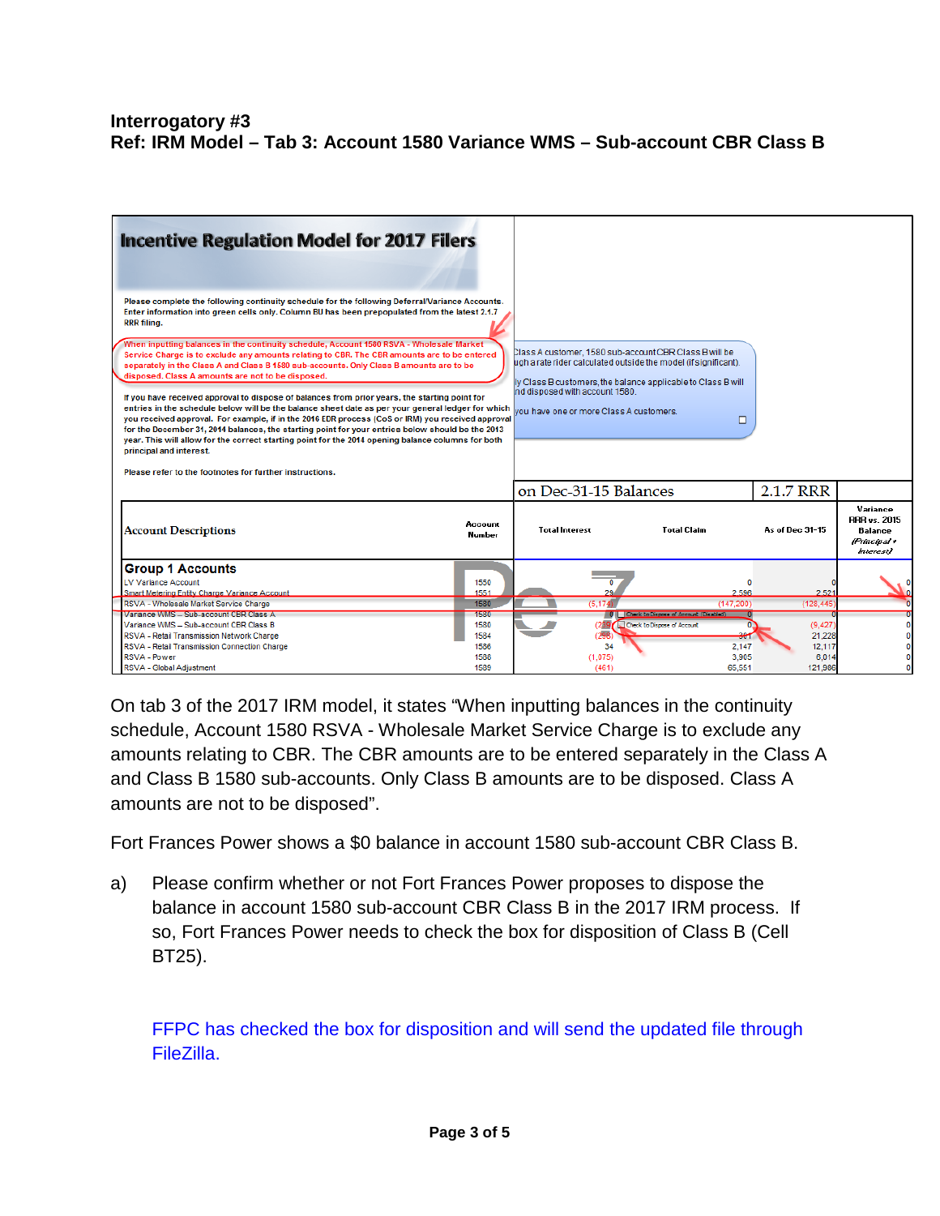**Interrogatory #3**
**Ref: IRM Model – Tab 3: Account 1580 Variance WMS – Sub-account CBR Class B**

**Incentive Regulation Model for 2017 Filers**

Please complete the following continuity schedule for the following Deferral/Variance Accounts. Enter information into green cells only. Column BU has been prepopulated from the latest 2.1.7 RRR filing.

When inputting balances in the continuity schedule, Account 1580 RSVA - Wholesale Market Service Charge is to exclude any amounts relating to CBR. The CBR amounts are to be entered separately in the Class A and Class B 1580 sub-accounts. Only Class B amounts are to be disposed. Class A amounts are not to be disposed.

If you have received approval to dispose of balances from prior years, the starting point for entries in the schedule below will be the balance sheet date as per your general ledger for which you received approval. For example, if in the 2016 EDR process (CoS or IRM) you received approval for the December 31, 2014 balances, the starting point for your entries below should be the 2013 year. This will allow for the correct starting point for the 2014 opening balance columns for both principal and interest.

Please refer to the footnotes for further instructions.

Class A customer, 1580 sub-account CBR Class B will be ugh a rate rider calculated outside the model (if significant).

ly Class B customers, the balance applicable to Class B will nd disposed with account 1580.

you have one or more Class A customers.

| Account Descriptions | Account Number | Total Interest (on Dec-31-15 Balances) | Total Claim (on Dec-31-15 Balances) | As of Dec 31-15 (2.1.7 RRR) | Variance RRR vs. 2015 Balance (Principal + Interest) |
|---|---|---|---|---|---|
| **Group 1 Accounts** | | | | | |
| LV Variance Account | 1550 | 0 | 0 | 0 | 0 |
| Smart Metering Entity Charge Variance Account | 1551 | 29 | 2,550 | 2,521 | 0 |
| RSVA - Wholesale Market Service Charge | 1580 | (5,174) | (147,200) | (128,445) | 0 |
| Variance WMS – Sub-account CBR Class A | 1580 | 0 | 0 | 0 | 0 |
| Variance WMS – Sub-account CBR Class B | 1580 | (219) | 0 | (9,427) | 0 |
| RSVA - Retail Transmission Network Charge | 1584 | (298) | 301 | 21,228 | 0 |
| RSVA - Retail Transmission Connection Charge | 1586 | 34 | 2,147 | 12,117 | 0 |
| RSVA - Power | 1588 | (1,075) | 3,905 | 8,014 | 0 |
| RSVA - Global Adjustment | 1589 | (461) | 65,551 | 121,986 | 0 |

On tab 3 of the 2017 IRM model, it states "When inputting balances in the continuity schedule, Account 1580 RSVA - Wholesale Market Service Charge is to exclude any amounts relating to CBR. The CBR amounts are to be entered separately in the Class A and Class B 1580 sub-accounts. Only Class B amounts are to be disposed. Class A amounts are not to be disposed".

Fort Frances Power shows a $0 balance in account 1580 sub-account CBR Class B.

a) Please confirm whether or not Fort Frances Power proposes to dispose the balance in account 1580 sub-account CBR Class B in the 2017 IRM process. If so, Fort Frances Power needs to check the box for disposition of Class B (Cell BT25).

FFPC has checked the box for disposition and will send the updated file through FileZilla.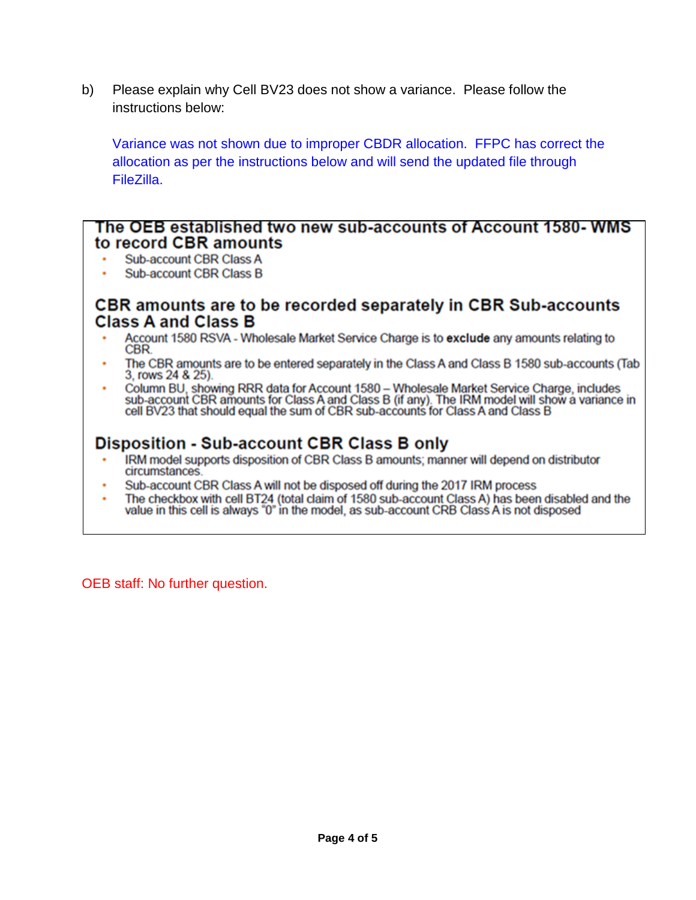b) Please explain why Cell BV23 does not show a variance. Please follow the instructions below:

Variance was not shown due to improper CBDR allocation. FFPC has correct the allocation as per the instructions below and will send the updated file through FileZilla.

## The OEB established two new sub-accounts of Account 1580- WMS to record CBR amounts

- Sub-account CBR Class A
- Sub-account CBR Class B

## CBR amounts are to be recorded separately in CBR Sub-accounts Class A and Class B

- Account 1580 RSVA - Wholesale Market Service Charge is to **exclude** any amounts relating to CBR.
- The CBR amounts are to be entered separately in the Class A and Class B 1580 sub-accounts (Tab 3, rows 24 & 25).
- Column BU, showing RRR data for Account 1580 – Wholesale Market Service Charge, includes sub-account CBR amounts for Class A and Class B (if any). The IRM model will show a variance in cell BV23 that should equal the sum of CBR sub-accounts for Class A and Class B

## Disposition - Sub-account CBR Class B only

- IRM model supports disposition of CBR Class B amounts; manner will depend on distributor circumstances.
- Sub-account CBR Class A will not be disposed off during the 2017 IRM process
- The checkbox with cell BT24 (total claim of 1580 sub-account Class A) has been disabled and the value in this cell is always "0" in the model, as sub-account CRB Class A is not disposed

OEB staff: No further question.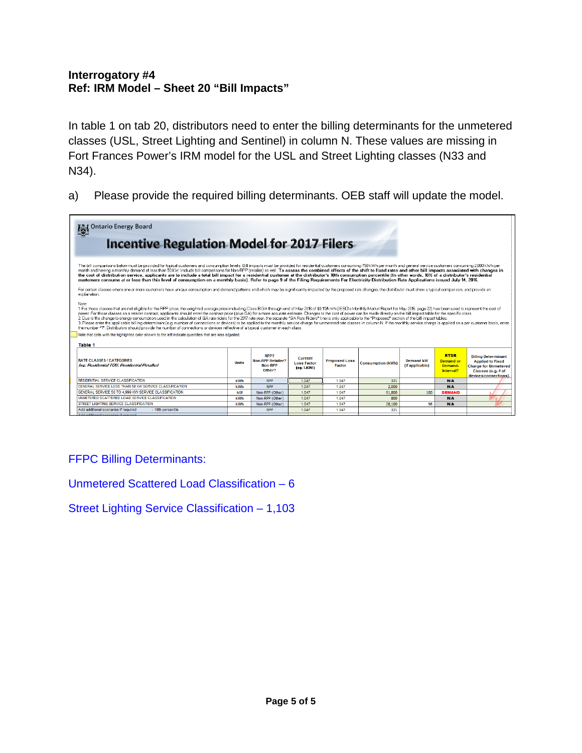**Interrogatory #4**
**Ref: IRM Model – Sheet 20 "Bill Impacts"**

In table 1 on tab 20, distributors need to enter the billing determinants for the unmetered classes (USL, Street Lighting and Sentinel) in column N. These values are missing in Fort Frances Power's IRM model for the USL and Street Lighting classes (N33 and N34).

a) Please provide the required billing determinants. OEB staff will update the model.

Ontario Energy Board

## Incentive Regulation Model for 2017 Filers

The bill comparisons below must be provided for typical customers and consumption levels. Bill impacts must be provided for residential customers consuming 750 kWh per month and general service customers consuming 2,000 kWh per month and having a monthly demand of less than 50 kW. Include bill comparisons for Non-RPP (retailer) as well. **To assess the combined effects of the shift to fixed rates and other bill impacts associated with changes in the cost of distribution service, applicants are to include a total bill impact for a residential customer at the distributor's 10th consumption percentile (In other words, 10% of a distributor's residential customers consume at or less than this level of consumption on a monthly basis). Refer to page 9 of the Filing Requirements For Electricity Distribution Rate Applications issued July 14, 2016.**

For certain classes where one or more customers have unique consumption and demand patterns and which may be significantly impacted by the proposed rate changes, the distributor must show a typical comparison, and provide an explanation.

Note:
1. For those classes that are not eligible for the RPP price, the weighted average price including Class B GA through end of May 2016 of $0.1194/kWh (IESO's Monthly Market Report for May 2016, page 22) has been used to represent the cost of power. For those classes on a retailer contract, applicants should enter the contract price (plus GA) for a more accurate estimate. Changes to the cost of power can be made directly on the bill impact table for the specific class.
2. Due to the change to energy consumption used in the calculation of GA rate riders for the 2017 rate year, the separate "GA Rate Riders" line is only applicable to the "Proposed" section of the bill impact tables.
3. Please enter the applicable billing determinant (e.g. number of connections or devices) to be applied to the monthly service charge for unmetered rate classes in column N. If the monthly service charge is applied on a per customer basis, enter the number "1". Distributors should provide the number of connections or devices reflective of a typical customer in each class.

Note that cells with the highlighted color shown to the left indicate quantities that are loss adjusted.

**Table 1**

| RATE CLASSES / CATEGORIES (eg: Residential TOU, Residential Retailer) | Units | RPP? Non-RPP Retailer? Non-RPP Other? | Current Loss Factor (eg: 1.0351) | Proposed Loss Factor | Consumption (kWh) | Demand kW (if applicable) | RTSR Demand or Demand-Interval? | Billing Determinant Applied to Fixed Charge for Unmetered Classes (e.g. # of devices/connections). |
|---|---|---|---|---|---|---|---|---|
| RESIDENTIAL SERVICE CLASSIFICATION | kWh | RPP | 1.047 | 1.047 | 321 | | N/A | |
| GENERAL SERVICE LESS THAN 50 kW SERVICE CLASSIFICATION | kWh | RPP | 1.047 | 1.047 | 2,000 | | N/A | |
| GENERAL SERVICE 50 TO 4,999 KW SERVICE CLASSIFICATION | kW | Non-RPP (Other) | 1.047 | 1.047 | 31,800 | 100 | DEMAND | |
| UNMETERED SCATTERED LOAD SERVICE CLASSIFICATION | kWh | Non-RPP (Other) | 1.047 | 1.047 | 800 | | N/A | |
| STREET LIGHTING SERVICE CLASSIFICATION | kWh | Non-RPP (Other) | 1.047 | 1.047 | 28,100 | 96 | N/A | |
| Add additional scenarios if required - 10th percentile | | RPP | 1.047 | 1.047 | 321 | | | |

FFPC Billing Determinants:

Unmetered Scattered Load Classification – 6

Street Lighting Service Classification – 1,103